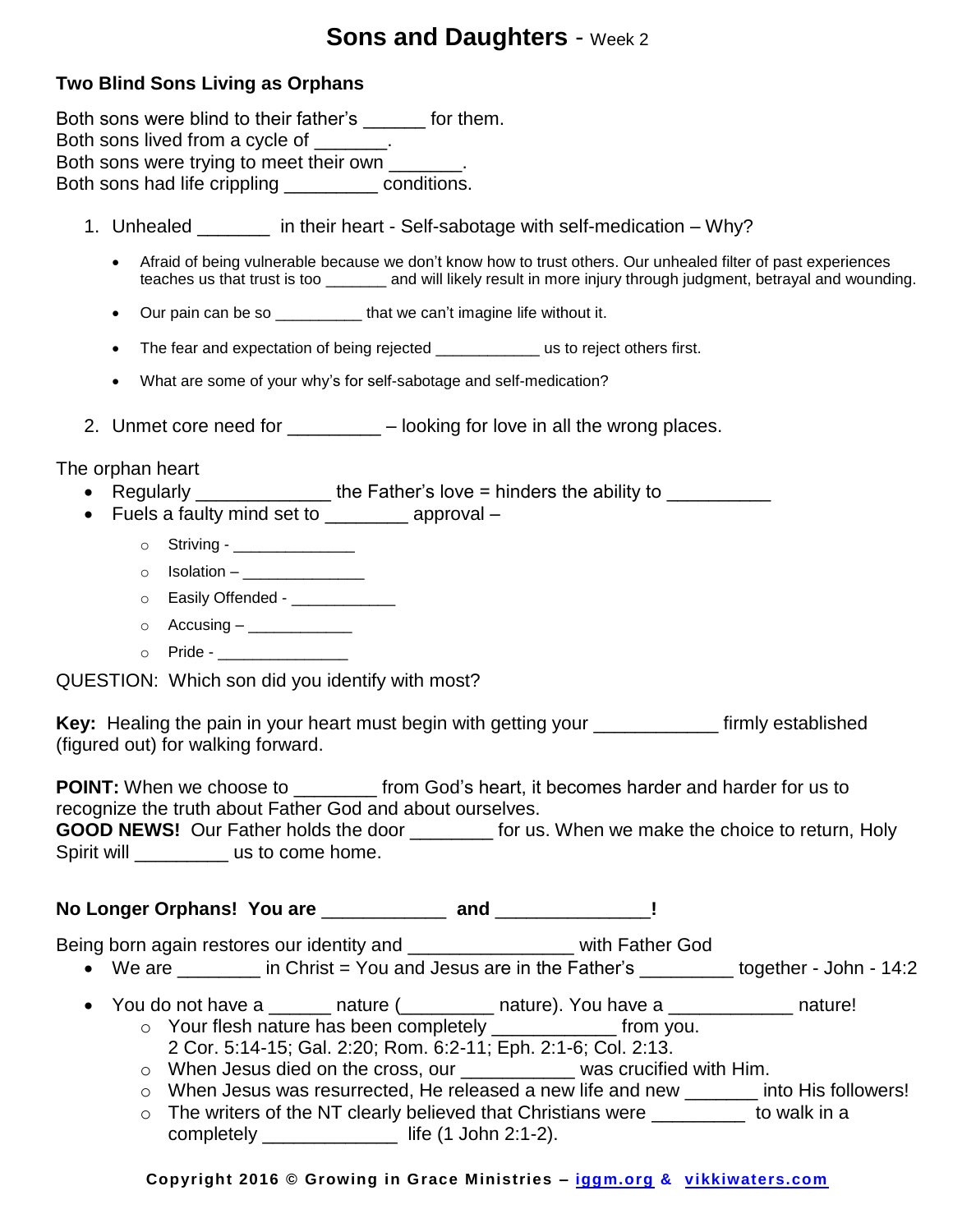# Sons and Daughters - Week 2

### Two Blind Sons Living as Orphans

Both sons were blind to their father's ______ for them.
Both sons lived from a cycle of _______.
Both sons were trying to meet their own _______.
Both sons had life crippling _________ conditions.

1. Unhealed _______ in their heart - Self-sabotage with self-medication – Why?
   - Afraid of being vulnerable because we don't know how to trust others. Our unhealed filter of past experiences teaches us that trust is too _______ and will likely result in more injury through judgment, betrayal and wounding.
   - Our pain can be so __________ that we can't imagine life without it.
   - The fear and expectation of being rejected ____________ us to reject others first.
   - What are some of your why's for self-sabotage and self-medication?

2. Unmet core need for _________ – looking for love in all the wrong places.

The orphan heart

- Regularly _____________ the Father's love = hinders the ability to __________
- Fuels a faulty mind set to ________ approval –
  - Striving - ______________
  - Isolation – ______________
  - Easily Offended - ____________
  - Accusing – ____________
  - Pride - _______________

QUESTION: Which son did you identify with most?

**Key:** Healing the pain in your heart must begin with getting your ____________ firmly established (figured out) for walking forward.

**POINT:** When we choose to ________ from God's heart, it becomes harder and harder for us to recognize the truth about Father God and about ourselves.
**GOOD NEWS!** Our Father holds the door ________ for us. When we make the choice to return, Holy Spirit will _________ us to come home.

### No Longer Orphans! You are ____________ and _______________!

Being born again restores our identity and ________________ with Father God

- We are ________ in Christ = You and Jesus are in the Father's _________ together - John - 14:2
- You do not have a ______ nature (_________ nature). You have a ____________ nature!
  - Your flesh nature has been completely ____________ from you. 2 Cor. 5:14-15; Gal. 2:20; Rom. 6:2-11; Eph. 2:1-6; Col. 2:13.
  - When Jesus died on the cross, our ___________ was crucified with Him.
  - When Jesus was resurrected, He released a new life and new _______ into His followers!
  - The writers of the NT clearly believed that Christians were _________ to walk in a completely _____________ life (1 John 2:1-2).

**Copyright 2016 © Growing in Grace Ministries – iggm.org & vikkiwaters.com**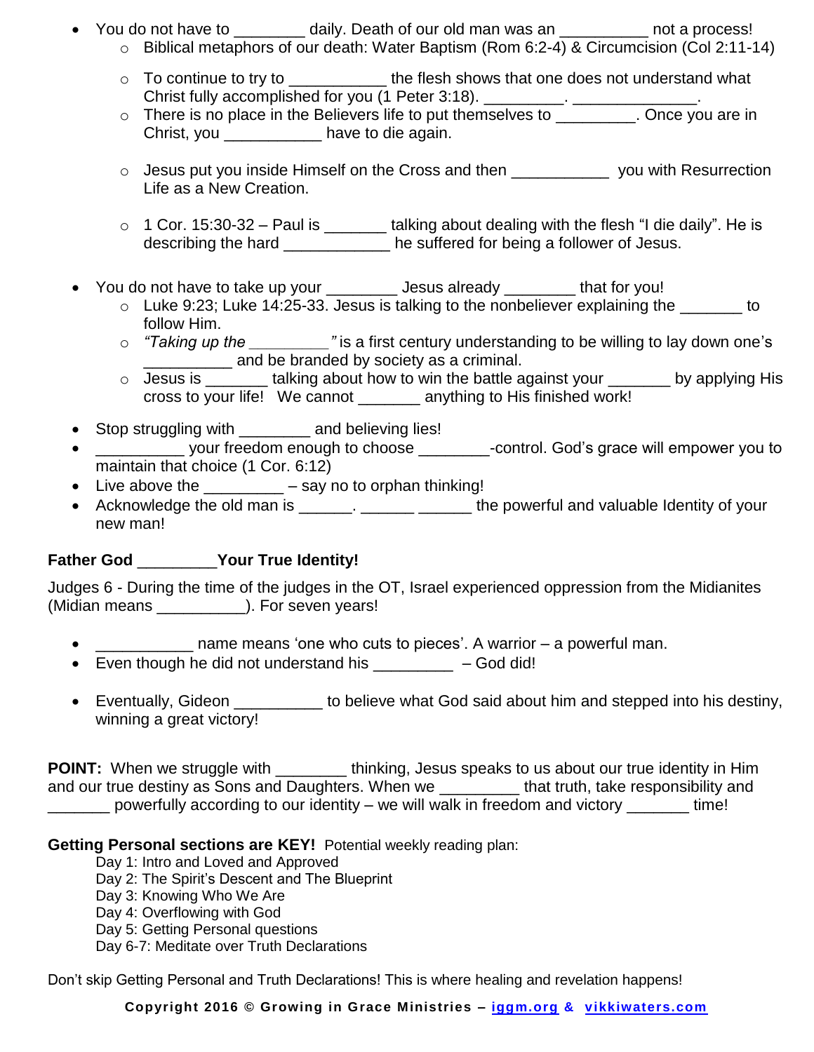- You do not have to ________ daily. Death of our old man was an __________ not a process!
  - Biblical metaphors of our death: Water Baptism (Rom 6:2-4) & Circumcision (Col 2:11-14)
  - To continue to try to ___________ the flesh shows that one does not understand what Christ fully accomplished for you (1 Peter 3:18). _________. ______________.
  - There is no place in the Believers life to put themselves to _________. Once you are in Christ, you ___________ have to die again.
  - Jesus put you inside Himself on the Cross and then ___________ you with Resurrection Life as a New Creation.
  - 1 Cor. 15:30-32 – Paul is _______ talking about dealing with the flesh "I die daily". He is describing the hard ____________ he suffered for being a follower of Jesus.
- You do not have to take up your ________ Jesus already ________ that for you!
  - Luke 9:23; Luke 14:25-33. Jesus is talking to the nonbeliever explaining the _______ to follow Him.
  - *"Taking up the _________"* is a first century understanding to be willing to lay down one's __________ and be branded by society as a criminal.
  - Jesus is _______ talking about how to win the battle against your _______ by applying His cross to your life! We cannot _______ anything to His finished work!
- Stop struggling with ________ and believing lies!
- __________ your freedom enough to choose ________-control. God's grace will empower you to maintain that choice (1 Cor. 6:12)
- Live above the _________ – say no to orphan thinking!
- Acknowledge the old man is ______. ______ ______ the powerful and valuable Identity of your new man!

**Father God _________Your True Identity!**

Judges 6 - During the time of the judges in the OT, Israel experienced oppression from the Midianites (Midian means __________). For seven years!

- ___________ name means 'one who cuts to pieces'. A warrior – a powerful man.
- Even though he did not understand his _________ – God did!
- Eventually, Gideon __________ to believe what God said about him and stepped into his destiny, winning a great victory!

**POINT:** When we struggle with ________ thinking, Jesus speaks to us about our true identity in Him and our true destiny as Sons and Daughters. When we _________ that truth, take responsibility and _______ powerfully according to our identity – we will walk in freedom and victory _______ time!

**Getting Personal sections are KEY!** Potential weekly reading plan:

Day 1: Intro and Loved and Approved
Day 2: The Spirit's Descent and The Blueprint
Day 3: Knowing Who We Are
Day 4: Overflowing with God
Day 5: Getting Personal questions
Day 6-7: Meditate over Truth Declarations

Don't skip Getting Personal and Truth Declarations! This is where healing and revelation happens!

**Copyright 2016 © Growing in Grace Ministries – iggm.org & vikkiwaters.com**